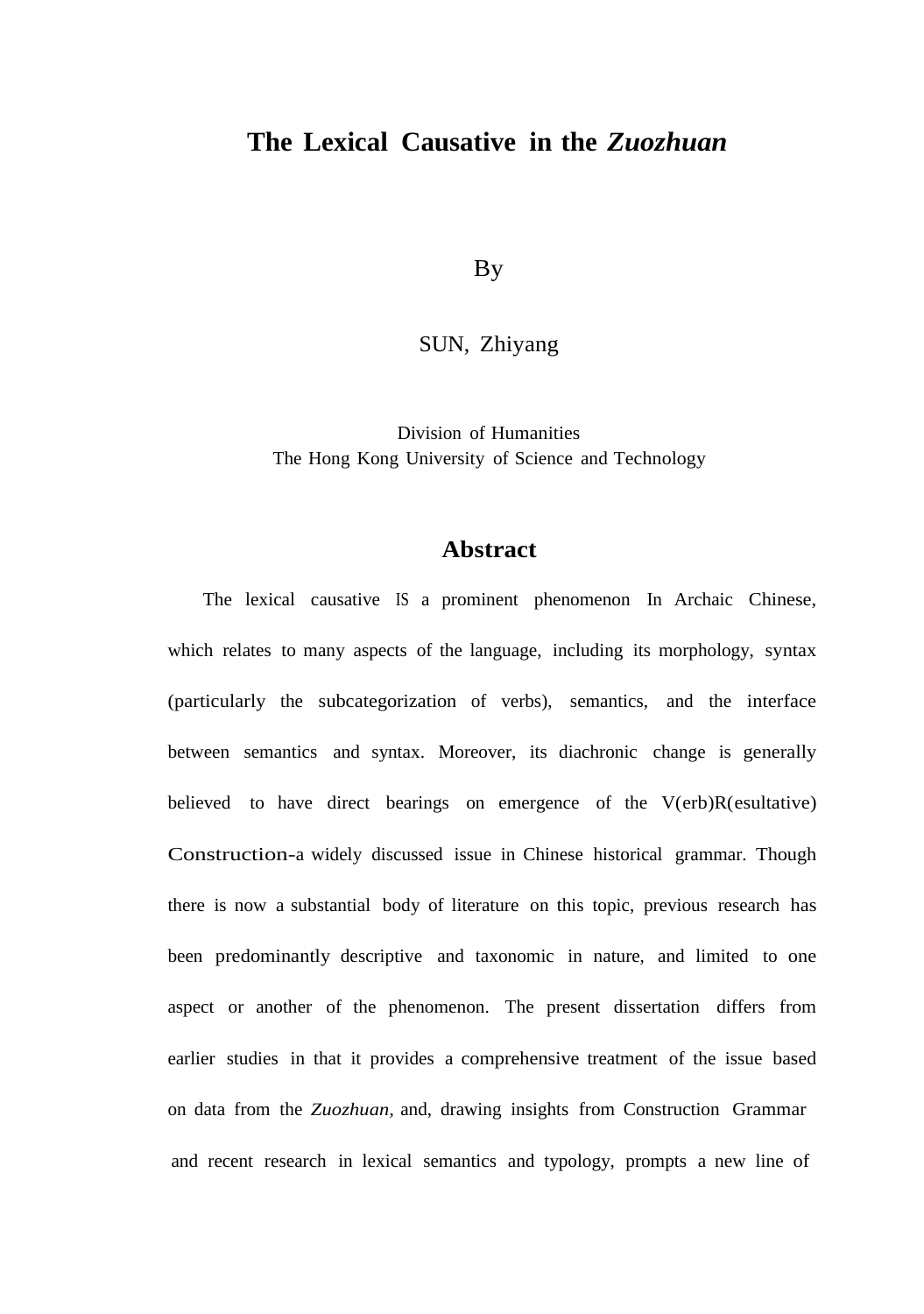# The Lexical Causative in the *Zuozhuan*

By

SUN, Zhiyang

Division of Humanities
The Hong Kong University of Science and Technology

## Abstract

The lexical causative IS a prominent phenomenon In Archaic Chinese, which relates to many aspects of the language, including its morphology, syntax (particularly the subcategorization of verbs), semantics, and the interface between semantics and syntax. Moreover, its diachronic change is generally believed to have direct bearings on emergence of the V(erb)R(esultative) Construction-a widely discussed issue in Chinese historical grammar. Though there is now a substantial body of literature on this topic, previous research has been predominantly descriptive and taxonomic in nature, and limited to one aspect or another of the phenomenon. The present dissertation differs from earlier studies in that it provides a comprehensive treatment of the issue based on data from the *Zuozhuan*, and, drawing insights from Construction Grammar and recent research in lexical semantics and typology, prompts a new line of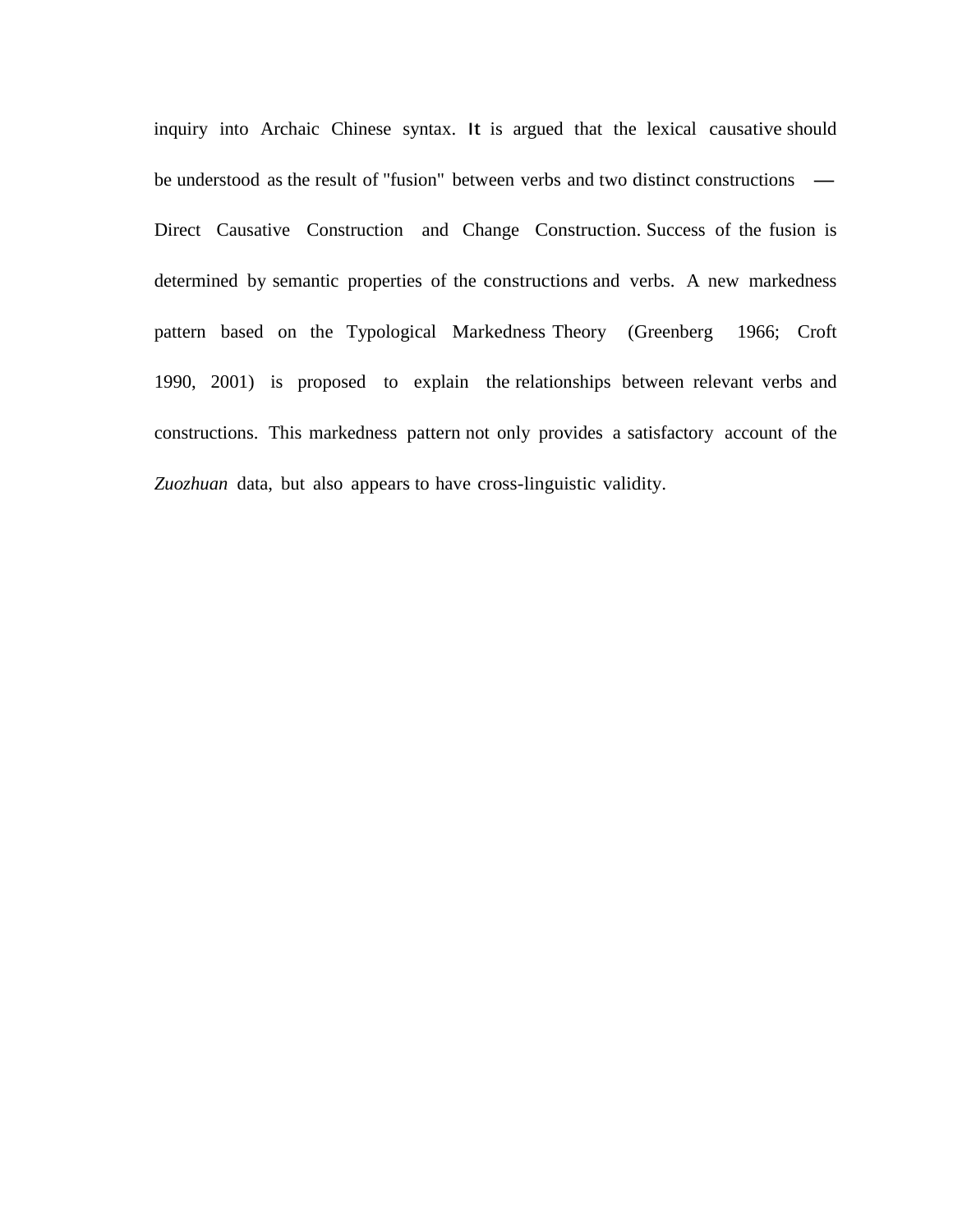inquiry into Archaic Chinese syntax. It is argued that the lexical causative should be understood as the result of "fusion" between verbs and two distinct constructions — Direct Causative Construction and Change Construction. Success of the fusion is determined by semantic properties of the constructions and verbs. A new markedness pattern based on the Typological Markedness Theory (Greenberg 1966; Croft 1990, 2001) is proposed to explain the relationships between relevant verbs and constructions. This markedness pattern not only provides a satisfactory account of the *Zuozhuan* data, but also appears to have cross-linguistic validity.